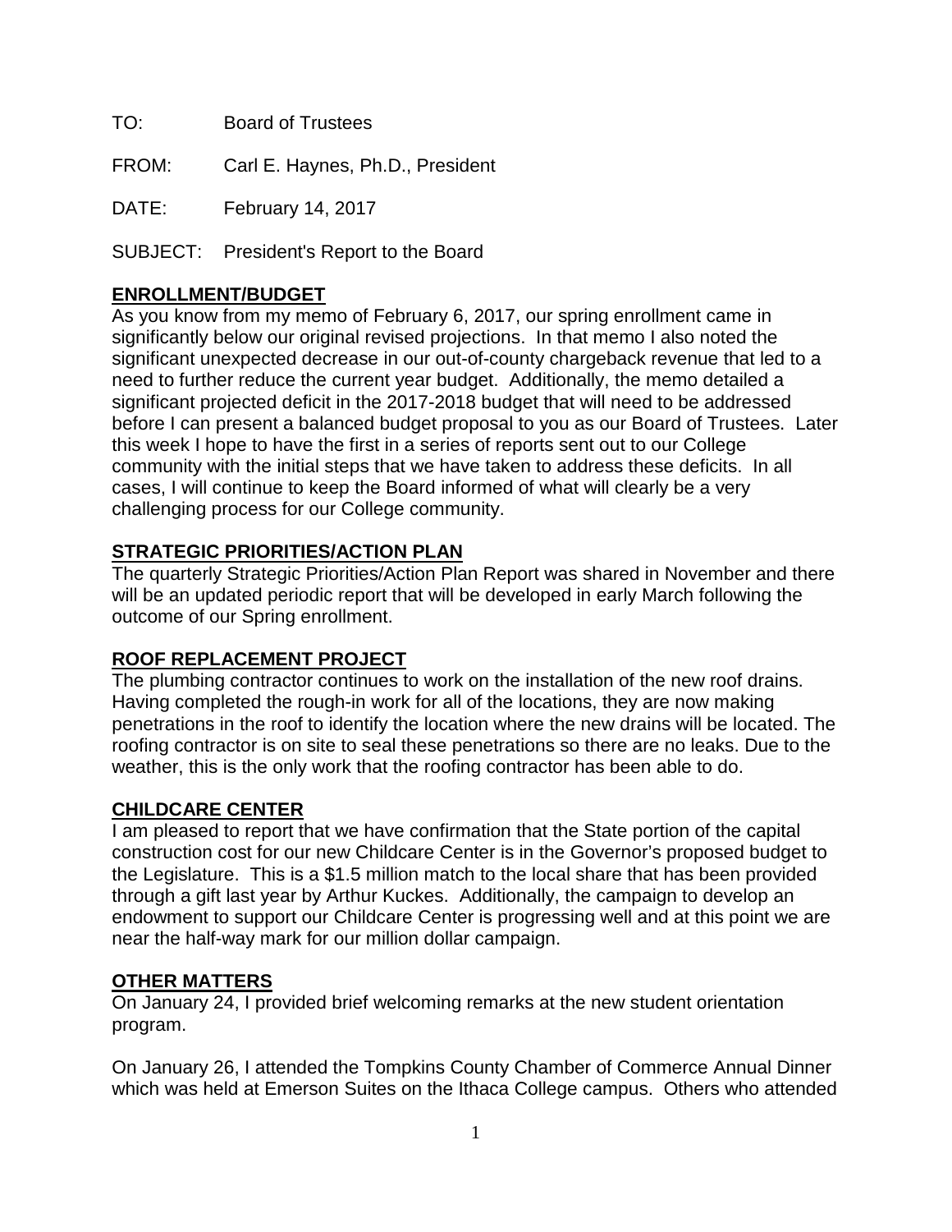TO: Board of Trustees

FROM: Carl E. Haynes, Ph.D., President

DATE: February 14, 2017

SUBJECT: President's Report to the Board

## ENROLLMENT/BUDGET

As you know from my memo of February 6, 2017, our spring enrollment came in significantly below our original revised projections. In that memo I also noted the significant unexpected decrease in our out-of-county chargeback revenue that led to a need to further reduce the current year budget. Additionally, the memo detailed a significant projected deficit in the 2017-2018 budget that will need to be addressed before I can present a balanced budget proposal to you as our Board of Trustees. Later this week I hope to have the first in a series of reports sent out to our College community with the initial steps that we have taken to address these deficits. In all cases, I will continue to keep the Board informed of what will clearly be a very challenging process for our College community.

## STRATEGIC PRIORITIES/ACTION PLAN

The quarterly Strategic Priorities/Action Plan Report was shared in November and there will be an updated periodic report that will be developed in early March following the outcome of our Spring enrollment.

## ROOF REPLACEMENT PROJECT

The plumbing contractor continues to work on the installation of the new roof drains. Having completed the rough-in work for all of the locations, they are now making penetrations in the roof to identify the location where the new drains will be located. The roofing contractor is on site to seal these penetrations so there are no leaks. Due to the weather, this is the only work that the roofing contractor has been able to do.

## CHILDCARE CENTER

I am pleased to report that we have confirmation that the State portion of the capital construction cost for our new Childcare Center is in the Governor's proposed budget to the Legislature. This is a $1.5 million match to the local share that has been provided through a gift last year by Arthur Kuckes. Additionally, the campaign to develop an endowment to support our Childcare Center is progressing well and at this point we are near the half-way mark for our million dollar campaign.

## OTHER MATTERS

On January 24, I provided brief welcoming remarks at the new student orientation program.

On January 26, I attended the Tompkins County Chamber of Commerce Annual Dinner which was held at Emerson Suites on the Ithaca College campus. Others who attended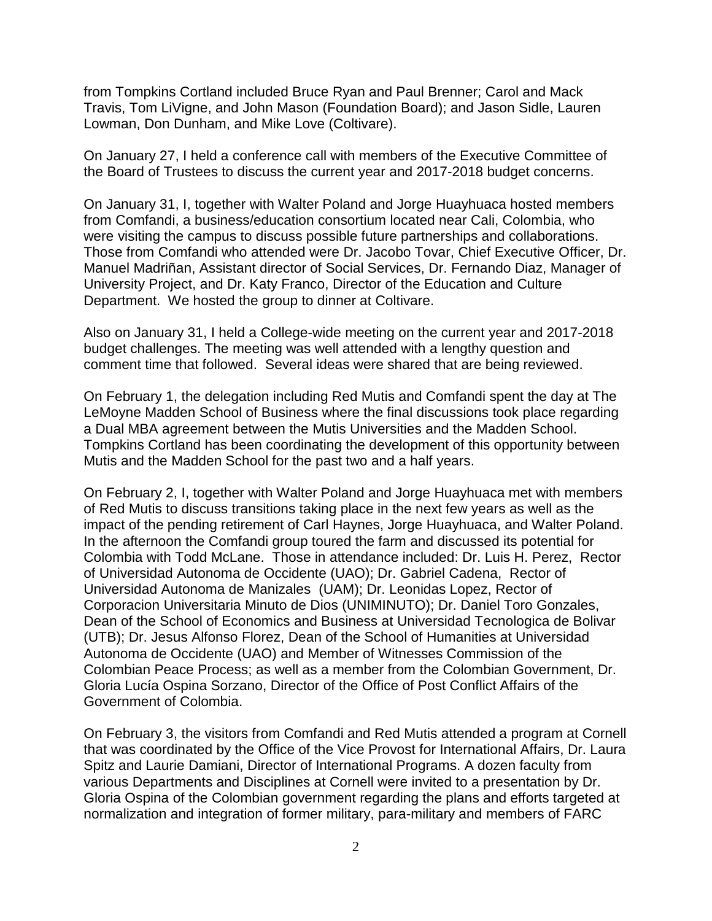from Tompkins Cortland included Bruce Ryan and Paul Brenner; Carol and Mack Travis, Tom LiVigne, and John Mason (Foundation Board); and Jason Sidle, Lauren Lowman, Don Dunham, and Mike Love (Coltivare).

On January 27, I held a conference call with members of the Executive Committee of the Board of Trustees to discuss the current year and 2017-2018 budget concerns.

On January 31, I, together with Walter Poland and Jorge Huayhuaca hosted members from Comfandi, a business/education consortium located near Cali, Colombia, who were visiting the campus to discuss possible future partnerships and collaborations. Those from Comfandi who attended were Dr. Jacobo Tovar, Chief Executive Officer, Dr. Manuel Madriñan, Assistant director of Social Services, Dr. Fernando Diaz, Manager of University Project, and Dr. Katy Franco, Director of the Education and Culture Department. We hosted the group to dinner at Coltivare.

Also on January 31, I held a College-wide meeting on the current year and 2017-2018 budget challenges. The meeting was well attended with a lengthy question and comment time that followed. Several ideas were shared that are being reviewed.

On February 1, the delegation including Red Mutis and Comfandi spent the day at The LeMoyne Madden School of Business where the final discussions took place regarding a Dual MBA agreement between the Mutis Universities and the Madden School. Tompkins Cortland has been coordinating the development of this opportunity between Mutis and the Madden School for the past two and a half years.

On February 2, I, together with Walter Poland and Jorge Huayhuaca met with members of Red Mutis to discuss transitions taking place in the next few years as well as the impact of the pending retirement of Carl Haynes, Jorge Huayhuaca, and Walter Poland. In the afternoon the Comfandi group toured the farm and discussed its potential for Colombia with Todd McLane. Those in attendance included: Dr. Luis H. Perez, Rector of Universidad Autonoma de Occidente (UAO); Dr. Gabriel Cadena, Rector of Universidad Autonoma de Manizales (UAM); Dr. Leonidas Lopez, Rector of Corporacion Universitaria Minuto de Dios (UNIMINUTO); Dr. Daniel Toro Gonzales, Dean of the School of Economics and Business at Universidad Tecnologica de Bolivar (UTB); Dr. Jesus Alfonso Florez, Dean of the School of Humanities at Universidad Autonoma de Occidente (UAO) and Member of Witnesses Commission of the Colombian Peace Process; as well as a member from the Colombian Government, Dr. Gloria Lucía Ospina Sorzano, Director of the Office of Post Conflict Affairs of the Government of Colombia.

On February 3, the visitors from Comfandi and Red Mutis attended a program at Cornell that was coordinated by the Office of the Vice Provost for International Affairs, Dr. Laura Spitz and Laurie Damiani, Director of International Programs. A dozen faculty from various Departments and Disciplines at Cornell were invited to a presentation by Dr. Gloria Ospina of the Colombian government regarding the plans and efforts targeted at normalization and integration of former military, para-military and members of FARC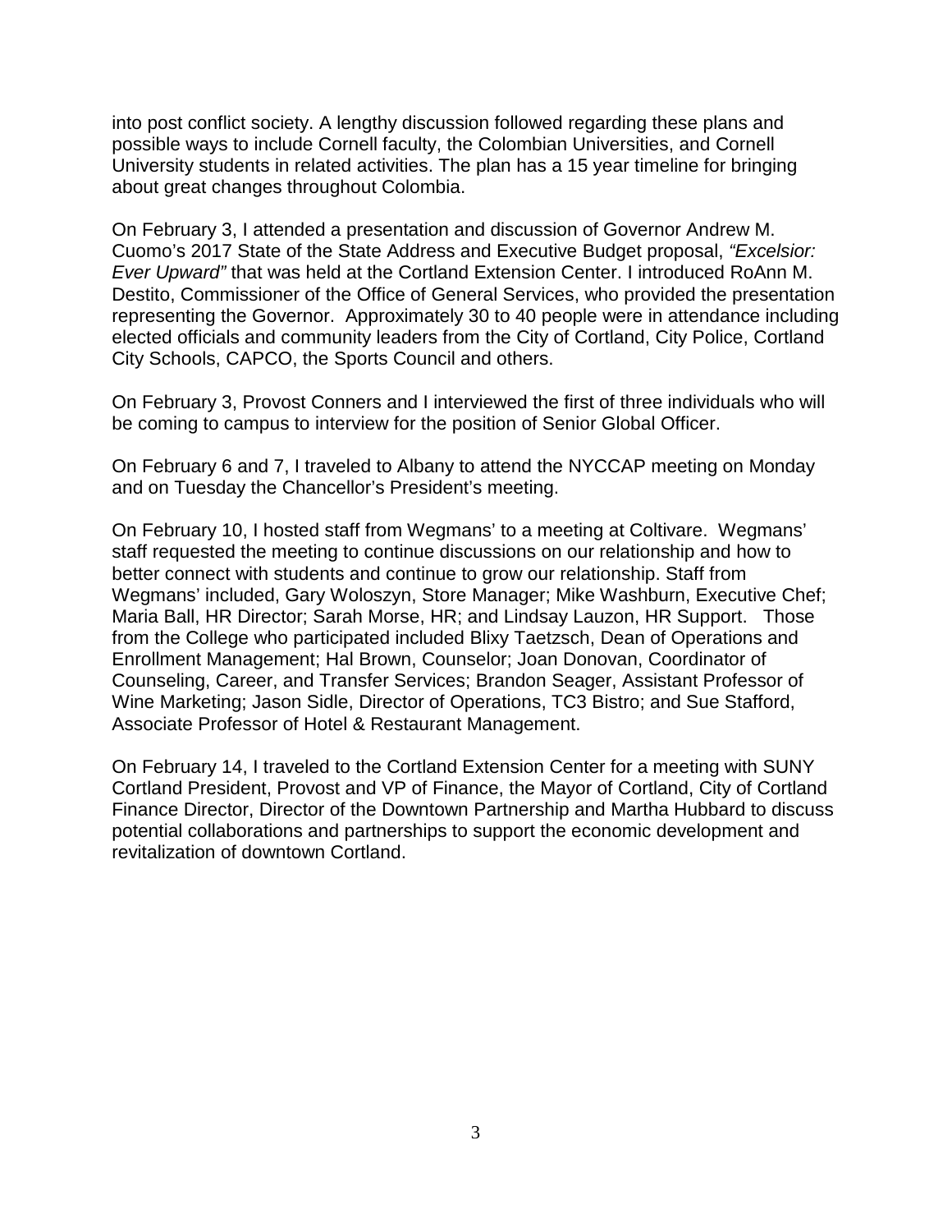into post conflict society. A lengthy discussion followed regarding these plans and possible ways to include Cornell faculty, the Colombian Universities, and Cornell University students in related activities. The plan has a 15 year timeline for bringing about great changes throughout Colombia.

On February 3, I attended a presentation and discussion of Governor Andrew M. Cuomo's 2017 State of the State Address and Executive Budget proposal, *"Excelsior: Ever Upward"* that was held at the Cortland Extension Center. I introduced RoAnn M. Destito, Commissioner of the Office of General Services, who provided the presentation representing the Governor. Approximately 30 to 40 people were in attendance including elected officials and community leaders from the City of Cortland, City Police, Cortland City Schools, CAPCO, the Sports Council and others.

On February 3, Provost Conners and I interviewed the first of three individuals who will be coming to campus to interview for the position of Senior Global Officer.

On February 6 and 7, I traveled to Albany to attend the NYCCAP meeting on Monday and on Tuesday the Chancellor's President's meeting.

On February 10, I hosted staff from Wegmans' to a meeting at Coltivare. Wegmans' staff requested the meeting to continue discussions on our relationship and how to better connect with students and continue to grow our relationship. Staff from Wegmans' included, Gary Woloszyn, Store Manager; Mike Washburn, Executive Chef; Maria Ball, HR Director; Sarah Morse, HR; and Lindsay Lauzon, HR Support. Those from the College who participated included Blixy Taetzsch, Dean of Operations and Enrollment Management; Hal Brown, Counselor; Joan Donovan, Coordinator of Counseling, Career, and Transfer Services; Brandon Seager, Assistant Professor of Wine Marketing; Jason Sidle, Director of Operations, TC3 Bistro; and Sue Stafford, Associate Professor of Hotel & Restaurant Management.

On February 14, I traveled to the Cortland Extension Center for a meeting with SUNY Cortland President, Provost and VP of Finance, the Mayor of Cortland, City of Cortland Finance Director, Director of the Downtown Partnership and Martha Hubbard to discuss potential collaborations and partnerships to support the economic development and revitalization of downtown Cortland.